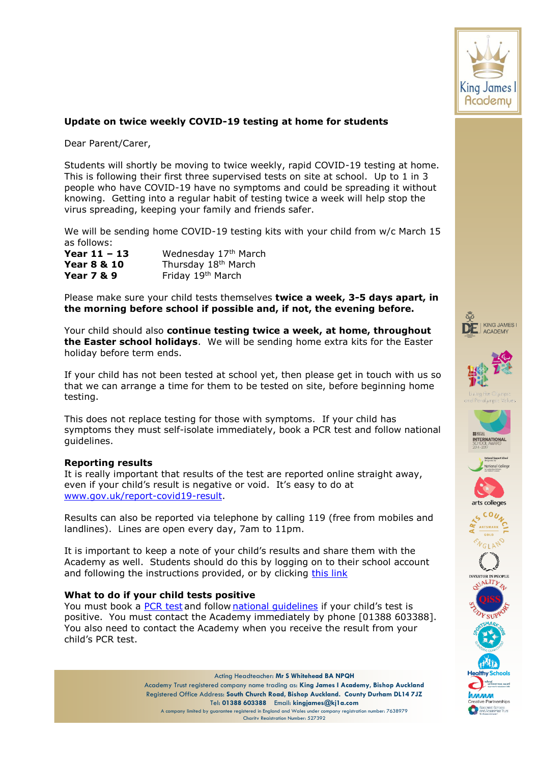**Update on twice weekly COVID-19 testing at home for students**

Dear Parent/Carer,

Students will shortly be moving to twice weekly, rapid COVID-19 testing at home. This is following their first three supervised tests on site at school. Up to 1 in 3 people who have COVID-19 have no symptoms and could be spreading it without knowing. Getting into a regular habit of testing twice a week will help stop the virus spreading, keeping your family and friends safer.

We will be sending home COVID-19 testing kits with your child from w/c March 15 as follows:

**Year 11 – 13** Wednesday 17th March
**Year 8 & 10** Thursday 18th March
**Year 7 & 9** Friday 19th March

Please make sure your child tests themselves **twice a week, 3-5 days apart, in the morning before school if possible and, if not, the evening before.**

Your child should also **continue testing twice a week, at home, throughout the Easter school holidays**. We will be sending home extra kits for the Easter holiday before term ends.

If your child has not been tested at school yet, then please get in touch with us so that we can arrange a time for them to be tested on site, before beginning home testing.

This does not replace testing for those with symptoms. If your child has symptoms they must self-isolate immediately, book a PCR test and follow national guidelines.

**Reporting results**
It is really important that results of the test are reported online straight away, even if your child's result is negative or void. It's easy to do at www.gov.uk/report-covid19-result.

Results can also be reported via telephone by calling 119 (free from mobiles and landlines). Lines are open every day, 7am to 11pm.

It is important to keep a note of your child's results and share them with the Academy as well. Students should do this by logging on to their school account and following the instructions provided, or by clicking this link

**What to do if your child tests positive**
You must book a PCR test and follow national guidelines if your child's test is positive. You must contact the Academy immediately by phone [01388 603388]. You also need to contact the Academy when you receive the result from your child's PCR test.

Acting Headteacher: **Mr S Whitehead BA NPQH**
Academy Trust registered company name trading as: **King James I Academy, Bishop Auckland**
Registered Office Address: **South Church Road, Bishop Auckland. County Durham DL14 7JZ**
Tel: **01388 603388** Email: **kingjames@kj1a.com**
A company limited by guarantee registered in England and Wales under company registration number: 7638979
Charity Registration Number: 527392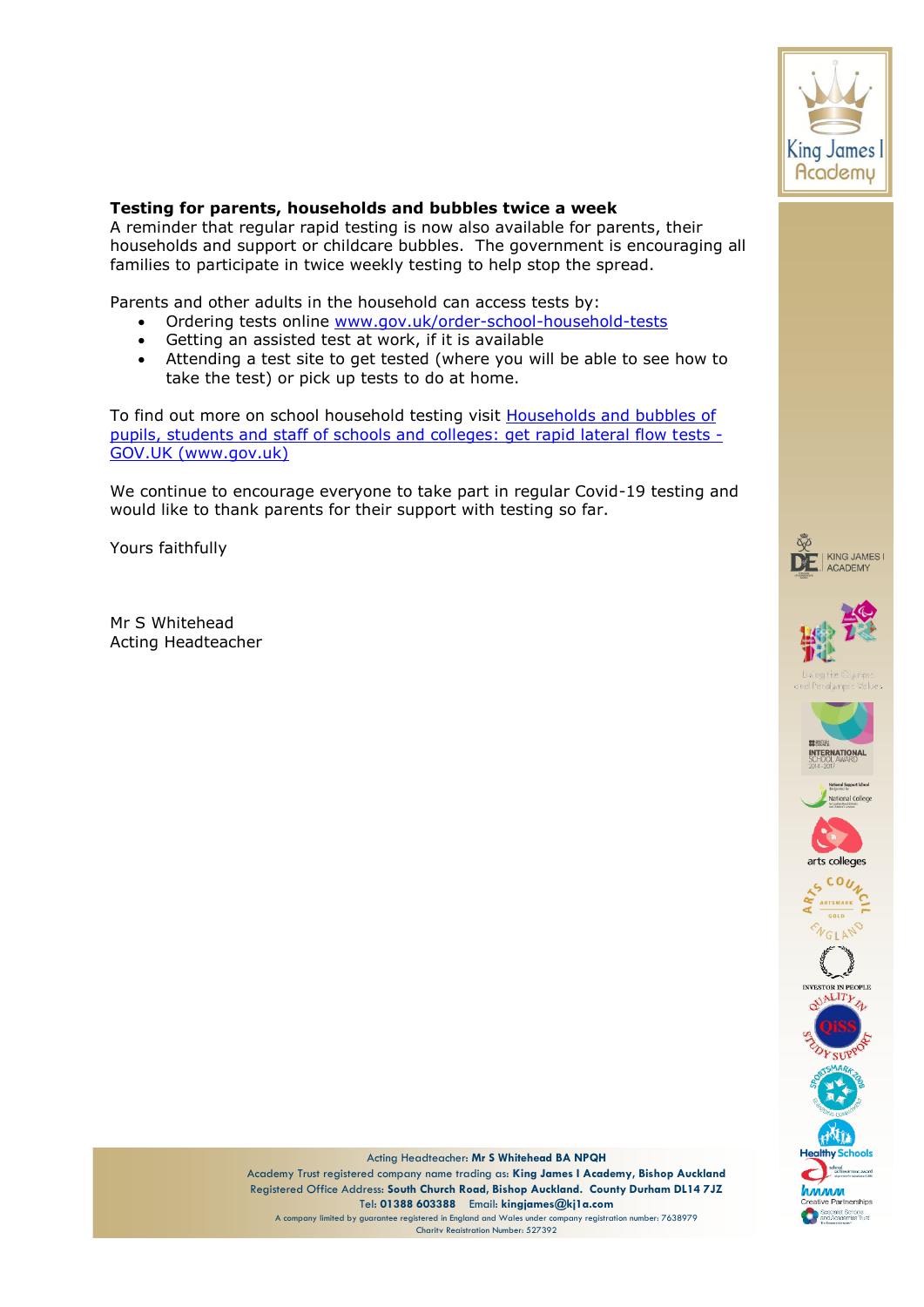**Testing for parents, households and bubbles twice a week**
A reminder that regular rapid testing is now also available for parents, their households and support or childcare bubbles. The government is encouraging all families to participate in twice weekly testing to help stop the spread.

Parents and other adults in the household can access tests by:

- Ordering tests online [www.gov.uk/order-school-household-tests](www.gov.uk/order-school-household-tests)
- Getting an assisted test at work, if it is available
- Attending a test site to get tested (where you will be able to see how to take the test) or pick up tests to do at home.

To find out more on school household testing visit [Households and bubbles of pupils, students and staff of schools and colleges: get rapid lateral flow tests - GOV.UK (www.gov.uk)](www.gov.uk)

We continue to encourage everyone to take part in regular Covid-19 testing and would like to thank parents for their support with testing so far.

Yours faithfully

Mr S Whitehead
Acting Headteacher

Acting Headteacher: **Mr S Whitehead BA NPQH**
Academy Trust registered company name trading as: **King James I Academy, Bishop Auckland**
Registered Office Address: **South Church Road, Bishop Auckland. County Durham DL14 7JZ**
Tel: **01388 603388** Email: **kingjames@kj1a.com**
A company limited by guarantee registered in England and Wales under company registration number: 7638979
Charity Registration Number: 527392